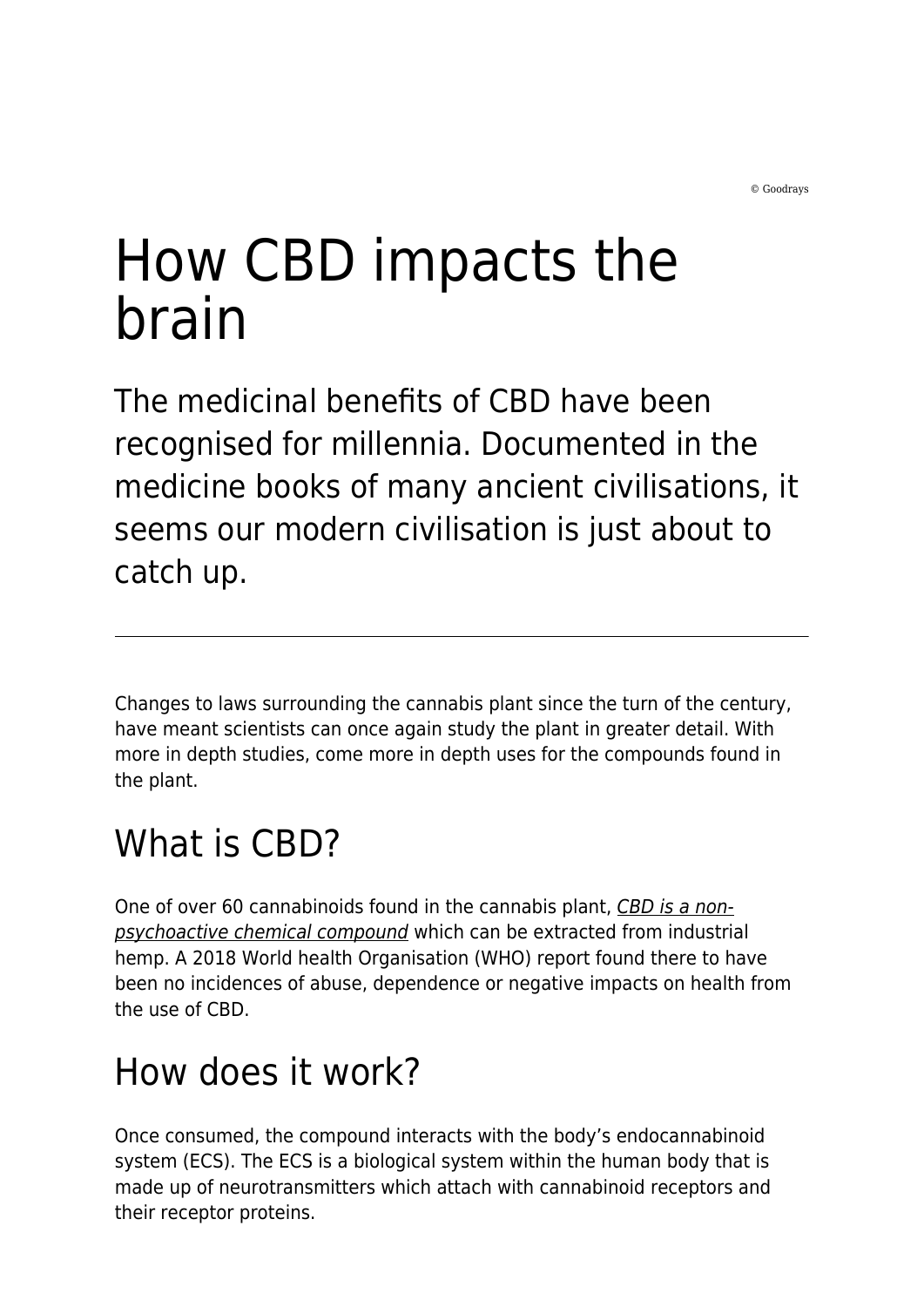© Goodrays

# How CBD impacts the brain

## The medicinal benefits of CBD have been recognised for millennia. Documented in the medicine books of many ancient civilisations, it seems our modern civilisation is just about to catch up.

---

Changes to laws surrounding the cannabis plant since the turn of the century, have meant scientists can once again study the plant in greater detail. With more in depth studies, come more in depth uses for the compounds found in the plant.

## What is CBD?

One of over 60 cannabinoids found in the cannabis plant, *CBD is a non-psychoactive chemical compound* which can be extracted from industrial hemp. A 2018 World health Organisation (WHO) report found there to have been no incidences of abuse, dependence or negative impacts on health from the use of CBD.

## How does it work?

Once consumed, the compound interacts with the body's endocannabinoid system (ECS). The ECS is a biological system within the human body that is made up of neurotransmitters which attach with cannabinoid receptors and their receptor proteins.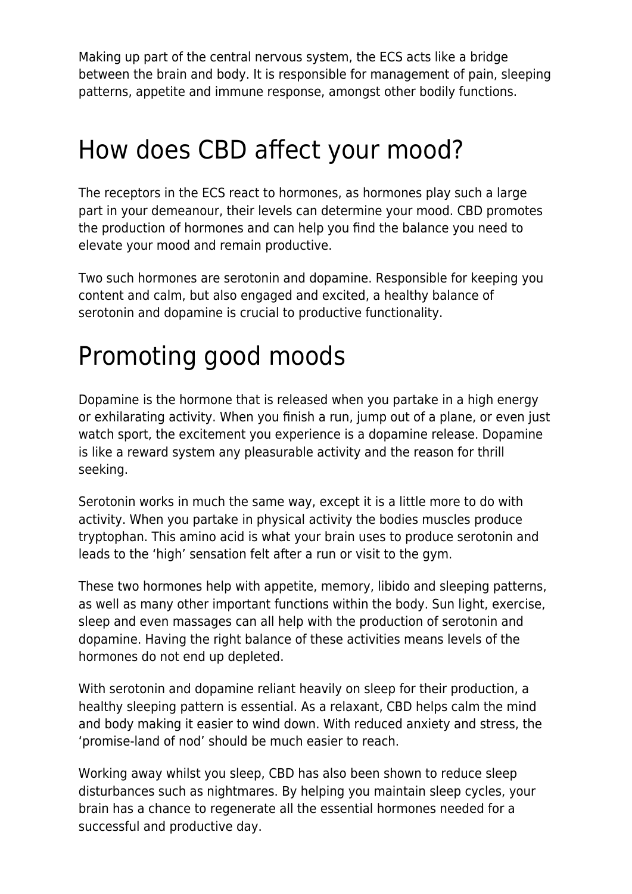Making up part of the central nervous system, the ECS acts like a bridge between the brain and body. It is responsible for management of pain, sleeping patterns, appetite and immune response, amongst other bodily functions.

# How does CBD affect your mood?

The receptors in the ECS react to hormones, as hormones play such a large part in your demeanour, their levels can determine your mood. CBD promotes the production of hormones and can help you find the balance you need to elevate your mood and remain productive.

Two such hormones are serotonin and dopamine. Responsible for keeping you content and calm, but also engaged and excited, a healthy balance of serotonin and dopamine is crucial to productive functionality.

# Promoting good moods

Dopamine is the hormone that is released when you partake in a high energy or exhilarating activity. When you finish a run, jump out of a plane, or even just watch sport, the excitement you experience is a dopamine release. Dopamine is like a reward system any pleasurable activity and the reason for thrill seeking.

Serotonin works in much the same way, except it is a little more to do with activity. When you partake in physical activity the bodies muscles produce tryptophan. This amino acid is what your brain uses to produce serotonin and leads to the 'high' sensation felt after a run or visit to the gym.

These two hormones help with appetite, memory, libido and sleeping patterns, as well as many other important functions within the body. Sun light, exercise, sleep and even massages can all help with the production of serotonin and dopamine. Having the right balance of these activities means levels of the hormones do not end up depleted.

With serotonin and dopamine reliant heavily on sleep for their production, a healthy sleeping pattern is essential. As a relaxant, CBD helps calm the mind and body making it easier to wind down. With reduced anxiety and stress, the 'promise-land of nod' should be much easier to reach.

Working away whilst you sleep, CBD has also been shown to reduce sleep disturbances such as nightmares. By helping you maintain sleep cycles, your brain has a chance to regenerate all the essential hormones needed for a successful and productive day.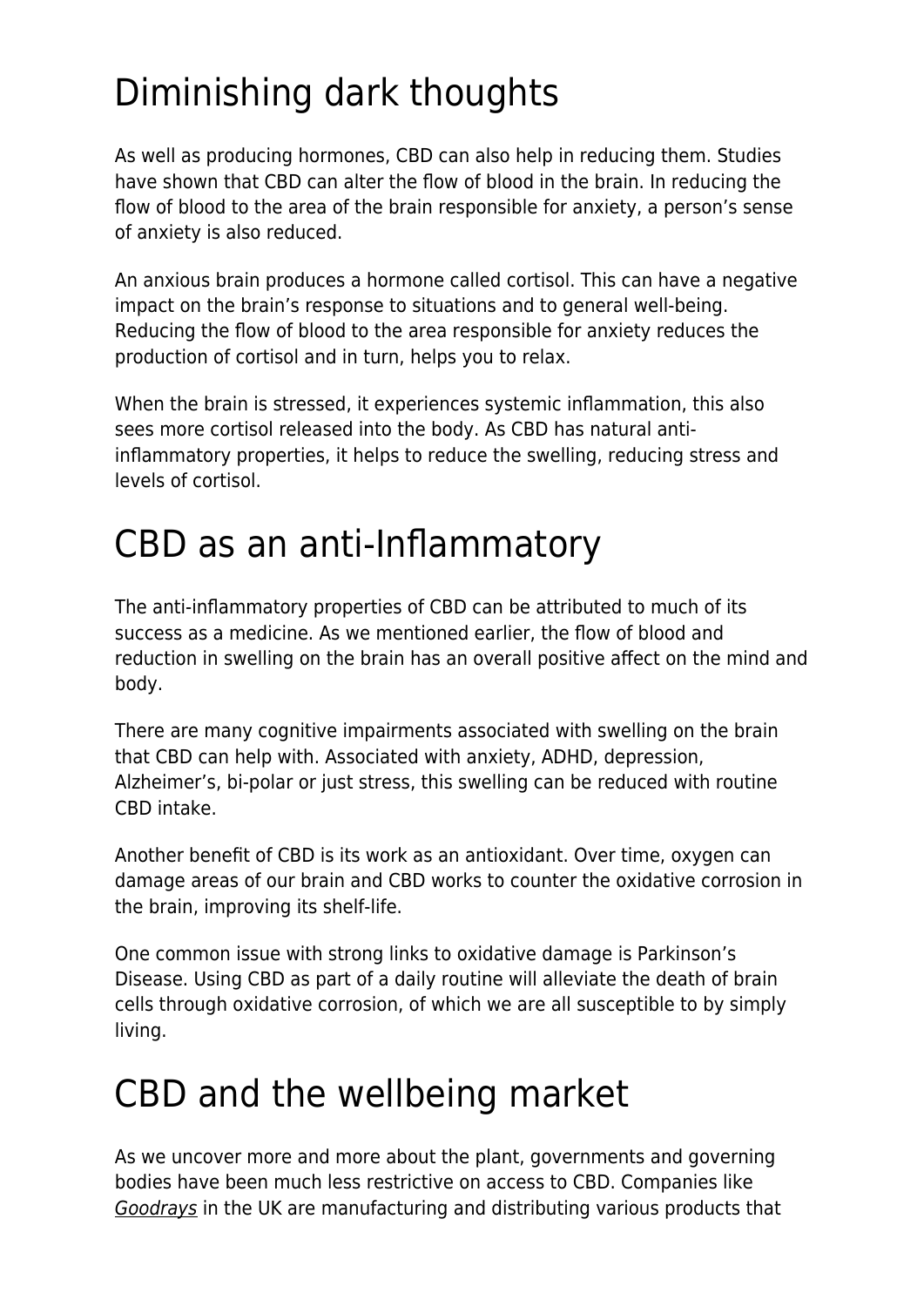# Diminishing dark thoughts

As well as producing hormones, CBD can also help in reducing them. Studies have shown that CBD can alter the flow of blood in the brain. In reducing the flow of blood to the area of the brain responsible for anxiety, a person's sense of anxiety is also reduced.

An anxious brain produces a hormone called cortisol. This can have a negative impact on the brain's response to situations and to general well-being. Reducing the flow of blood to the area responsible for anxiety reduces the production of cortisol and in turn, helps you to relax.

When the brain is stressed, it experiences systemic inflammation, this also sees more cortisol released into the body. As CBD has natural anti-inflammatory properties, it helps to reduce the swelling, reducing stress and levels of cortisol.

# CBD as an anti-Inflammatory

The anti-inflammatory properties of CBD can be attributed to much of its success as a medicine. As we mentioned earlier, the flow of blood and reduction in swelling on the brain has an overall positive affect on the mind and body.

There are many cognitive impairments associated with swelling on the brain that CBD can help with. Associated with anxiety, ADHD, depression, Alzheimer's, bi-polar or just stress, this swelling can be reduced with routine CBD intake.

Another benefit of CBD is its work as an antioxidant. Over time, oxygen can damage areas of our brain and CBD works to counter the oxidative corrosion in the brain, improving its shelf-life.

One common issue with strong links to oxidative damage is Parkinson's Disease. Using CBD as part of a daily routine will alleviate the death of brain cells through oxidative corrosion, of which we are all susceptible to by simply living.

# CBD and the wellbeing market

As we uncover more and more about the plant, governments and governing bodies have been much less restrictive on access to CBD. Companies like *Goodrays* in the UK are manufacturing and distributing various products that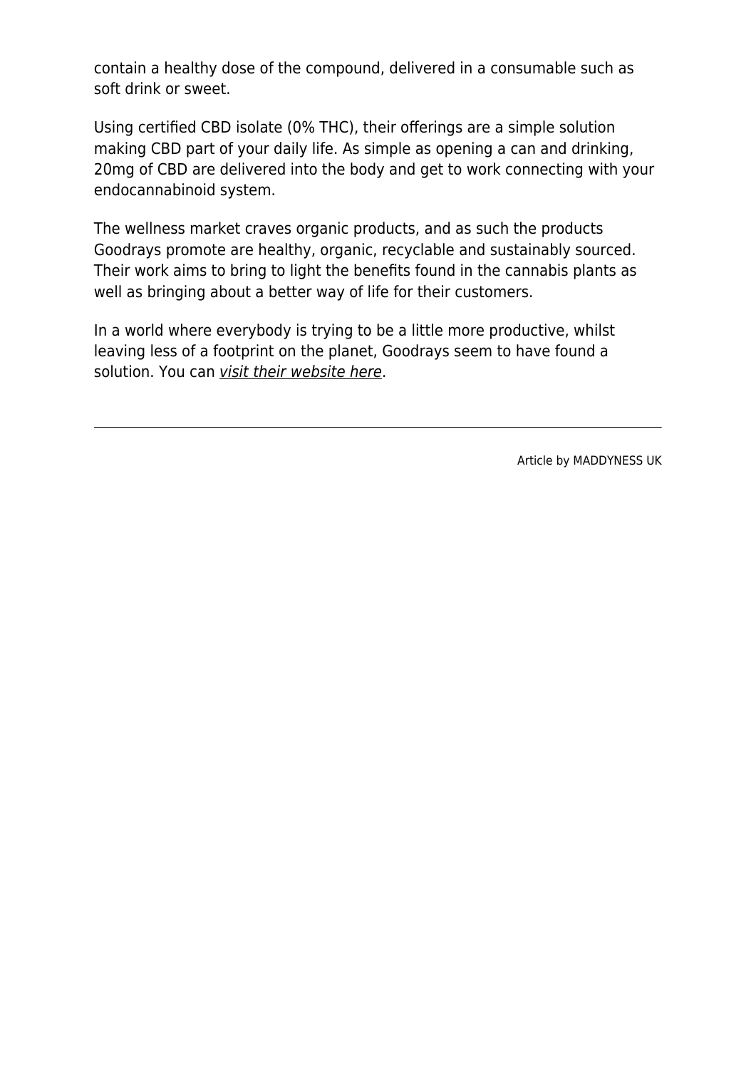contain a healthy dose of the compound, delivered in a consumable such as soft drink or sweet.

Using certified CBD isolate (0% THC), their offerings are a simple solution making CBD part of your daily life. As simple as opening a can and drinking, 20mg of CBD are delivered into the body and get to work connecting with your endocannabinoid system.

The wellness market craves organic products, and as such the products Goodrays promote are healthy, organic, recyclable and sustainably sourced. Their work aims to bring to light the benefits found in the cannabis plants as well as bringing about a better way of life for their customers.

In a world where everybody is trying to be a little more productive, whilst leaving less of a footprint on the planet, Goodrays seem to have found a solution. You can *visit their website here*.

---

Article by MADDYNESS UK